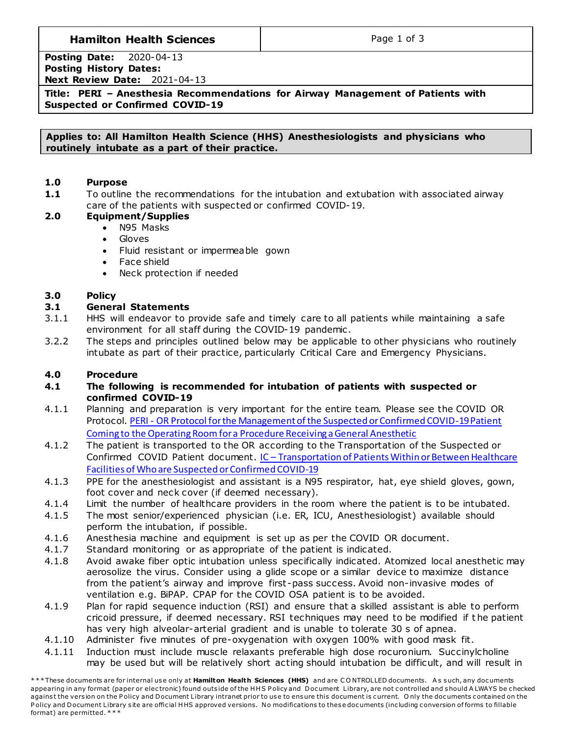| **Hamilton Health Sciences** | |
|---|---|
| **Posting Date:** 2020-04-13<br>**Posting History Dates:**<br>**Next Review Date:** 2021-04-13 | |
| **Title: PERI – Anesthesia Recommendations for Airway Management of Patients with Suspected or Confirmed COVID-19** | |

**Applies to: All Hamilton Health Science (HHS) Anesthesiologists and physicians who routinely intubate as a part of their practice.**

## 1.0 Purpose

**1.1** To outline the recommendations for the intubation and extubation with associated airway care of the patients with suspected or confirmed COVID-19.

## 2.0 Equipment/Supplies

- N95 Masks
- Gloves
- Fluid resistant or impermeable gown
- Face shield
- Neck protection if needed

## 3.0 Policy

### 3.1 General Statements

3.1.1 HHS will endeavor to provide safe and timely care to all patients while maintaining a safe environment for all staff during the COVID-19 pandemic.

3.2.2 The steps and principles outlined below may be applicable to other physicians who routinely intubate as part of their practice, particularly Critical Care and Emergency Physicians.

## 4.0 Procedure

### 4.1 The following is recommended for intubation of patients with suspected or confirmed COVID-19

4.1.1 Planning and preparation is very important for the entire team. Please see the COVID OR Protocol. PERI - OR Protocol for the Management of the Suspected or Confirmed COVID-19 Patient Coming to the Operating Room for a Procedure Receiving a General Anesthetic

4.1.2 The patient is transported to the OR according to the Transportation of the Suspected or Confirmed COVID Patient document. IC – Transportation of Patients Within or Between Healthcare Facilities of Who are Suspected or Confirmed COVID-19

4.1.3 PPE for the anesthesiologist and assistant is a N95 respirator, hat, eye shield gloves, gown, foot cover and neck cover (if deemed necessary).

4.1.4 Limit the number of healthcare providers in the room where the patient is to be intubated.

4.1.5 The most senior/experienced physician (i.e. ER, ICU, Anesthesiologist) available should perform the intubation, if possible.

4.1.6 Anesthesia machine and equipment is set up as per the COVID OR document.

4.1.7 Standard monitoring or as appropriate of the patient is indicated.

4.1.8 Avoid awake fiber optic intubation unless specifically indicated. Atomized local anesthetic may aerosolize the virus. Consider using a glide scope or a similar device to maximize distance from the patient's airway and improve first-pass success. Avoid non-invasive modes of ventilation e.g. BiPAP. CPAP for the COVID OSA patient is to be avoided.

4.1.9 Plan for rapid sequence induction (RSI) and ensure that a skilled assistant is able to perform cricoid pressure, if deemed necessary. RSI techniques may need to be modified if the patient has very high alveolar-arterial gradient and is unable to tolerate 30 s of apnea.

4.1.10 Administer five minutes of pre-oxygenation with oxygen 100% with good mask fit.

4.1.11 Induction must include muscle relaxants preferable high dose rocuronium. Succinylcholine may be used but will be relatively short acting should intubation be difficult, and will result in

***These documents are for internal use only at **Hamilton Health Sciences (HHS)** and are CONTROLLED documents. As such, any documents appearing in any format (paper or electronic) found outside of the HHS Policy and Document Library, are not controlled and should ALWAYS be checked against the version on the Policy and Document Library intranet prior to use to ensure this document is current. Only the documents contained on the Policy and Document Library site are official HHS approved versions. No modifications to these documents (including conversion of forms to fillable format) are permitted.***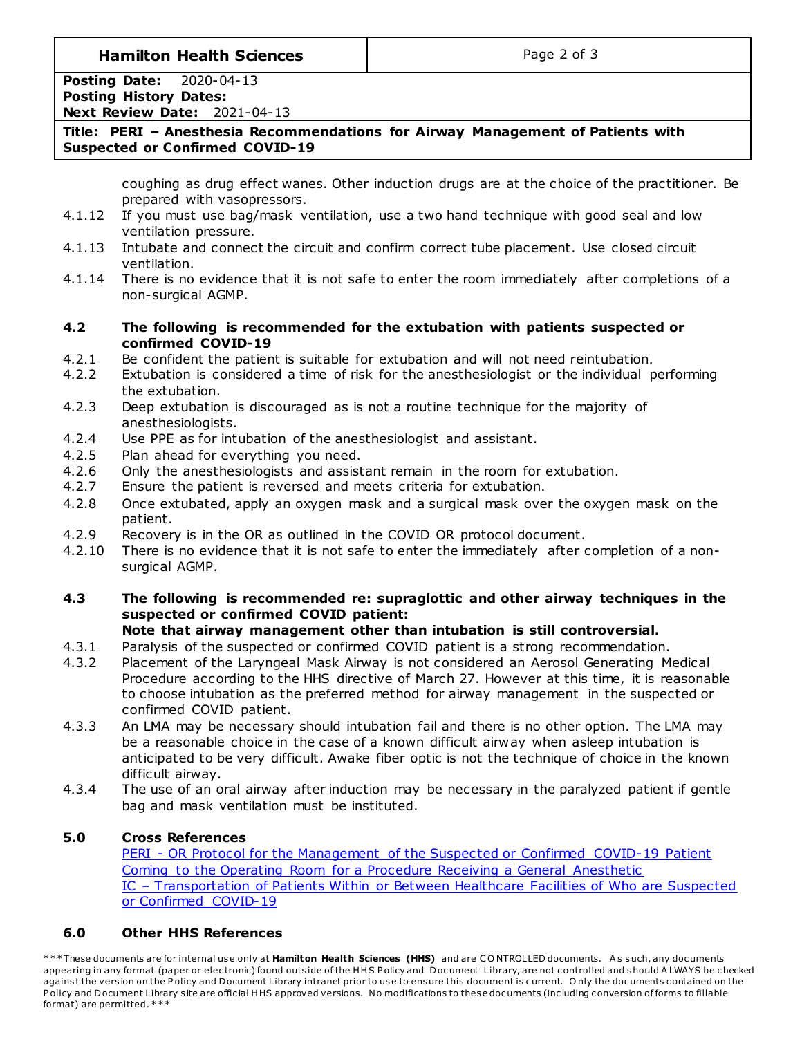coughing as drug effect wanes. Other induction drugs are at the choice of the practitioner. Be prepared with vasopressors.

4.1.12 If you must use bag/mask ventilation, use a two hand technique with good seal and low ventilation pressure.

4.1.13 Intubate and connect the circuit and confirm correct tube placement. Use closed circuit ventilation.

4.1.14 There is no evidence that it is not safe to enter the room immediately after completions of a non-surgical AGMP.

### 4.2 The following is recommended for the extubation with patients suspected or confirmed COVID-19

4.2.1 Be confident the patient is suitable for extubation and will not need reintubation.

4.2.2 Extubation is considered a time of risk for the anesthesiologist or the individual performing the extubation.

4.2.3 Deep extubation is discouraged as is not a routine technique for the majority of anesthesiologists.

4.2.4 Use PPE as for intubation of the anesthesiologist and assistant.

4.2.5 Plan ahead for everything you need.

4.2.6 Only the anesthesiologists and assistant remain in the room for extubation.

4.2.7 Ensure the patient is reversed and meets criteria for extubation.

4.2.8 Once extubated, apply an oxygen mask and a surgical mask over the oxygen mask on the patient.

4.2.9 Recovery is in the OR as outlined in the COVID OR protocol document.

4.2.10 There is no evidence that it is not safe to enter the immediately after completion of a non-surgical AGMP.

### 4.3 The following is recommended re: supraglottic and other airway techniques in the suspected or confirmed COVID patient:

**Note that airway management other than intubation is still controversial.**

4.3.1 Paralysis of the suspected or confirmed COVID patient is a strong recommendation.

4.3.2 Placement of the Laryngeal Mask Airway is not considered an Aerosol Generating Medical Procedure according to the HHS directive of March 27. However at this time, it is reasonable to choose intubation as the preferred method for airway management in the suspected or confirmed COVID patient.

4.3.3 An LMA may be necessary should intubation fail and there is no other option. The LMA may be a reasonable choice in the case of a known difficult airway when asleep intubation is anticipated to be very difficult. Awake fiber optic is not the technique of choice in the known difficult airway.

4.3.4 The use of an oral airway after induction may be necessary in the paralyzed patient if gentle bag and mask ventilation must be instituted.

## 5.0 Cross References

PERI - OR Protocol for the Management of the Suspected or Confirmed COVID-19 Patient Coming to the Operating Room for a Procedure Receiving a General Anesthetic

IC – Transportation of Patients Within or Between Healthcare Facilities of Who are Suspected or Confirmed COVID-19

## 6.0 Other HHS References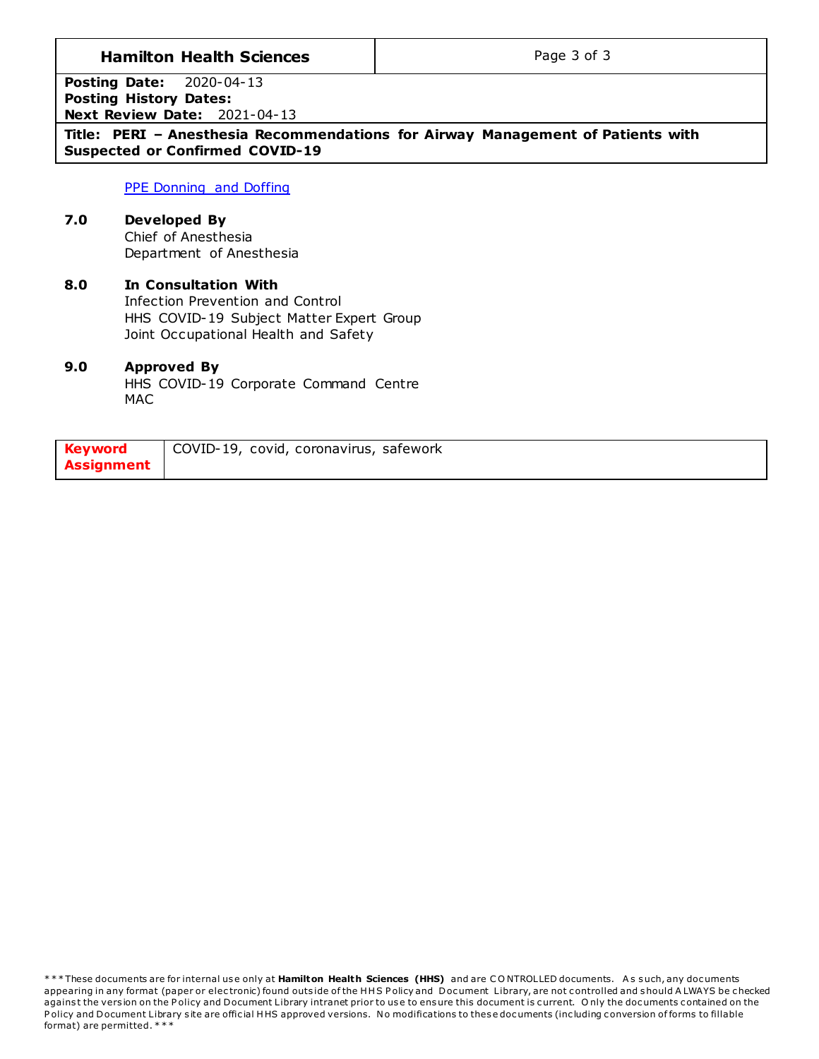[PPE Donning and Doffing]

## 7.0 Developed By

Chief of Anesthesia
Department of Anesthesia

## 8.0 In Consultation With

Infection Prevention and Control
HHS COVID-19 Subject Matter Expert Group
Joint Occupational Health and Safety

## 9.0 Approved By

HHS COVID-19 Corporate Command Centre
MAC

| | |
|---|---|
| **Keyword Assignment** | COVID-19, covid, coronavirus, safework |